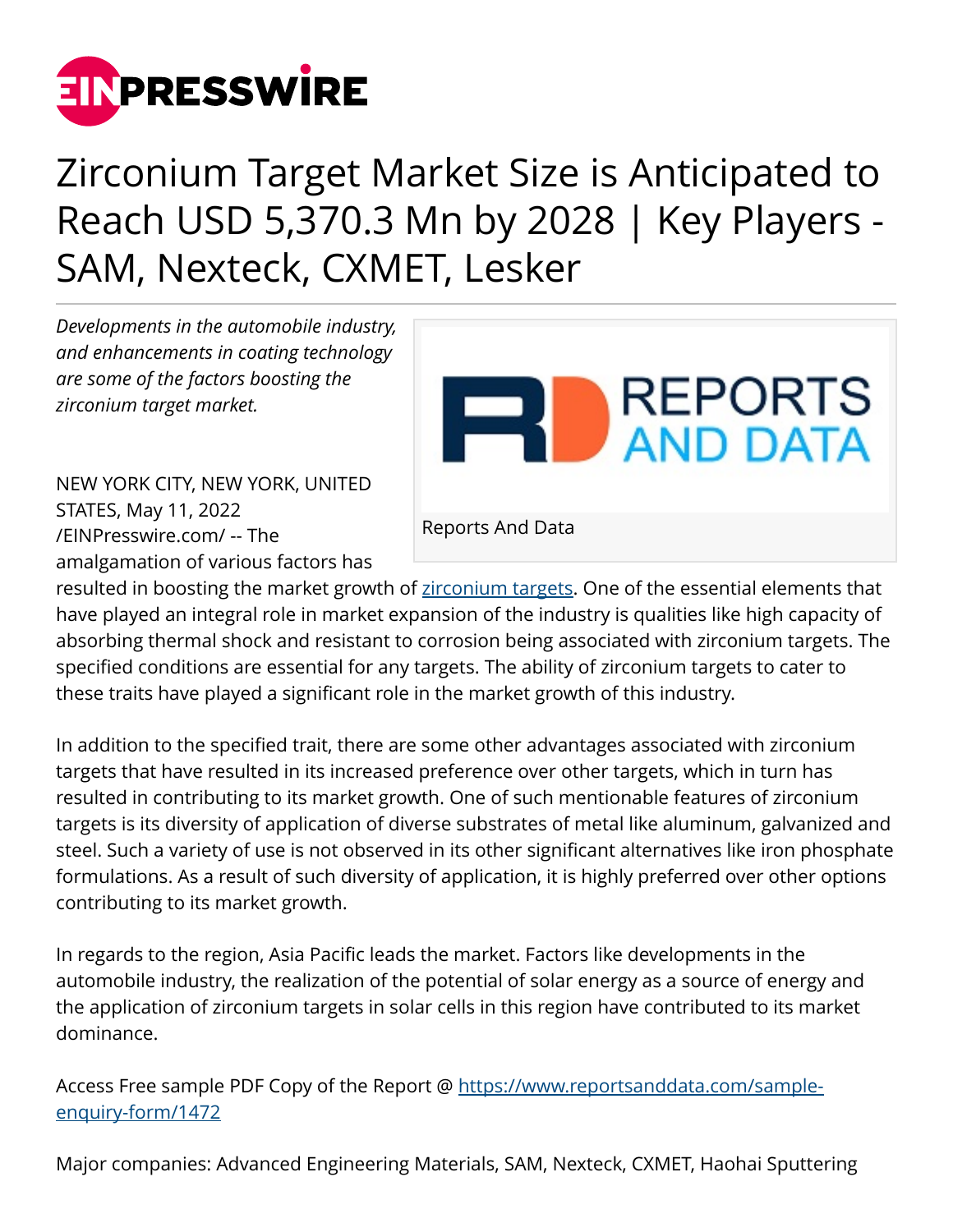# Zirconium Target Market Size is Anticipated to Reach USD 5,370.3 Mn by 2028 | Key Players - SAM, Nexteck, CXMET, Lesker

*Developments in the automobile industry, and enhancements in coating technology are some of the factors boosting the zirconium target market.*

Reports And Data

NEW YORK CITY, NEW YORK, UNITED STATES, May 11, 2022 /EINPresswire.com/ -- The amalgamation of various factors has resulted in boosting the market growth of [zirconium targets](). One of the essential elements that have played an integral role in market expansion of the industry is qualities like high capacity of absorbing thermal shock and resistant to corrosion being associated with zirconium targets. The specified conditions are essential for any targets. The ability of zirconium targets to cater to these traits have played a significant role in the market growth of this industry.

In addition to the specified trait, there are some other advantages associated with zirconium targets that have resulted in its increased preference over other targets, which in turn has resulted in contributing to its market growth. One of such mentionable features of zirconium targets is its diversity of application of diverse substrates of metal like aluminum, galvanized and steel. Such a variety of use is not observed in its other significant alternatives like iron phosphate formulations. As a result of such diversity of application, it is highly preferred over other options contributing to its market growth.

In regards to the region, Asia Pacific leads the market. Factors like developments in the automobile industry, the realization of the potential of solar energy as a source of energy and the application of zirconium targets in solar cells in this region have contributed to its market dominance.

Access Free sample PDF Copy of the Report @ [https://www.reportsanddata.com/sample-enquiry-form/1472](https://www.reportsanddata.com/sample-enquiry-form/1472)

Major companies: Advanced Engineering Materials, SAM, Nexteck, CXMET, Haohai Sputtering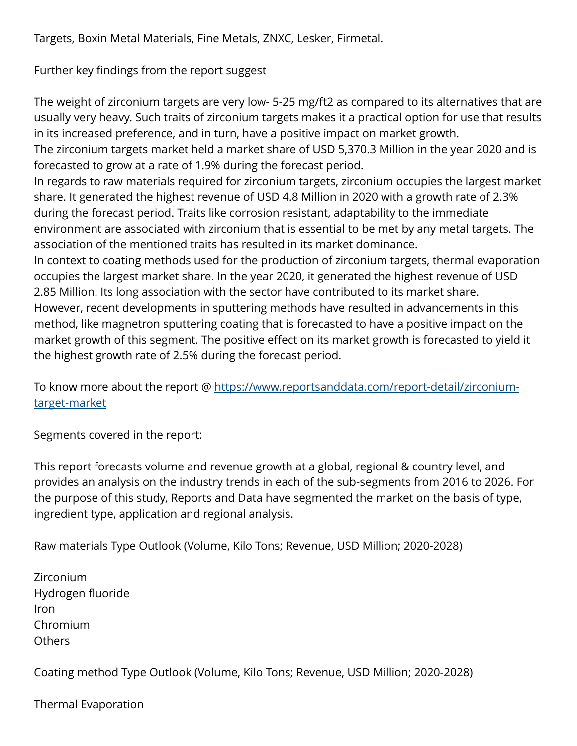Targets, Boxin Metal Materials, Fine Metals, ZNXC, Lesker, Firmetal.

Further key findings from the report suggest

The weight of zirconium targets are very low- 5-25 mg/ft2 as compared to its alternatives that are usually very heavy. Such traits of zirconium targets makes it a practical option for use that results in its increased preference, and in turn, have a positive impact on market growth.
The zirconium targets market held a market share of USD 5,370.3 Million in the year 2020 and is forecasted to grow at a rate of 1.9% during the forecast period.
In regards to raw materials required for zirconium targets, zirconium occupies the largest market share. It generated the highest revenue of USD 4.8 Million in 2020 with a growth rate of 2.3% during the forecast period. Traits like corrosion resistant, adaptability to the immediate environment are associated with zirconium that is essential to be met by any metal targets. The association of the mentioned traits has resulted in its market dominance.
In context to coating methods used for the production of zirconium targets, thermal evaporation occupies the largest market share. In the year 2020, it generated the highest revenue of USD 2.85 Million. Its long association with the sector have contributed to its market share.
However, recent developments in sputtering methods have resulted in advancements in this method, like magnetron sputtering coating that is forecasted to have a positive impact on the market growth of this segment. The positive effect on its market growth is forecasted to yield it the highest growth rate of 2.5% during the forecast period.

To know more about the report @ [https://www.reportsanddata.com/report-detail/zirconium-target-market](https://www.reportsanddata.com/report-detail/zirconium-target-market)

Segments covered in the report:

This report forecasts volume and revenue growth at a global, regional & country level, and provides an analysis on the industry trends in each of the sub-segments from 2016 to 2026. For the purpose of this study, Reports and Data have segmented the market on the basis of type, ingredient type, application and regional analysis.

Raw materials Type Outlook (Volume, Kilo Tons; Revenue, USD Million; 2020-2028)

Zirconium
Hydrogen fluoride
Iron
Chromium
Others

Coating method Type Outlook (Volume, Kilo Tons; Revenue, USD Million; 2020-2028)

Thermal Evaporation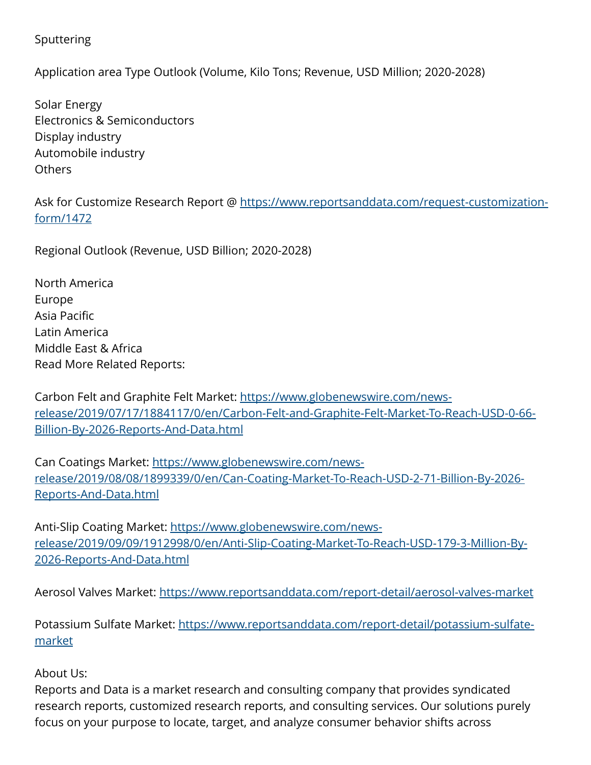Sputtering

Application area Type Outlook (Volume, Kilo Tons; Revenue, USD Million; 2020-2028)

Solar Energy
Electronics & Semiconductors
Display industry
Automobile industry
Others

Ask for Customize Research Report @ [https://www.reportsanddata.com/request-customization-form/1472](https://www.reportsanddata.com/request-customization-form/1472)

Regional Outlook (Revenue, USD Billion; 2020-2028)

North America
Europe
Asia Pacific
Latin America
Middle East & Africa
Read More Related Reports:

Carbon Felt and Graphite Felt Market: [https://www.globenewswire.com/news-release/2019/07/17/1884117/0/en/Carbon-Felt-and-Graphite-Felt-Market-To-Reach-USD-0-66-Billion-By-2026-Reports-And-Data.html](https://www.globenewswire.com/news-release/2019/07/17/1884117/0/en/Carbon-Felt-and-Graphite-Felt-Market-To-Reach-USD-0-66-Billion-By-2026-Reports-And-Data.html)

Can Coatings Market: [https://www.globenewswire.com/news-release/2019/08/08/1899339/0/en/Can-Coating-Market-To-Reach-USD-2-71-Billion-By-2026-Reports-And-Data.html](https://www.globenewswire.com/news-release/2019/08/08/1899339/0/en/Can-Coating-Market-To-Reach-USD-2-71-Billion-By-2026-Reports-And-Data.html)

Anti-Slip Coating Market: [https://www.globenewswire.com/news-release/2019/09/09/1912998/0/en/Anti-Slip-Coating-Market-To-Reach-USD-179-3-Million-By-2026-Reports-And-Data.html](https://www.globenewswire.com/news-release/2019/09/09/1912998/0/en/Anti-Slip-Coating-Market-To-Reach-USD-179-3-Million-By-2026-Reports-And-Data.html)

Aerosol Valves Market: [https://www.reportsanddata.com/report-detail/aerosol-valves-market](https://www.reportsanddata.com/report-detail/aerosol-valves-market)

Potassium Sulfate Market: [https://www.reportsanddata.com/report-detail/potassium-sulfate-market](https://www.reportsanddata.com/report-detail/potassium-sulfate-market)

About Us:
Reports and Data is a market research and consulting company that provides syndicated research reports, customized research reports, and consulting services. Our solutions purely focus on your purpose to locate, target, and analyze consumer behavior shifts across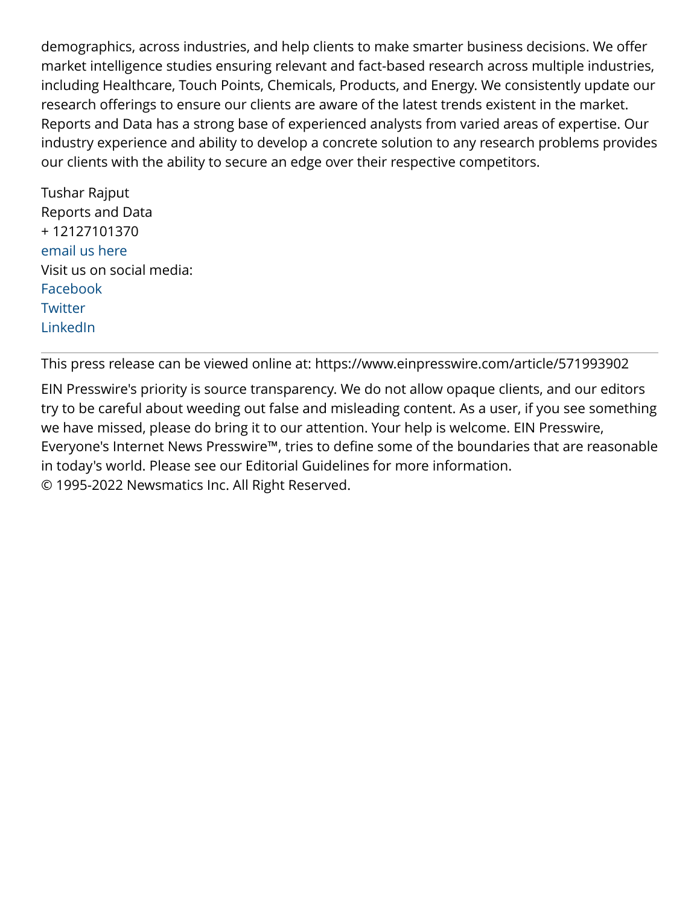demographics, across industries, and help clients to make smarter business decisions. We offer market intelligence studies ensuring relevant and fact-based research across multiple industries, including Healthcare, Touch Points, Chemicals, Products, and Energy. We consistently update our research offerings to ensure our clients are aware of the latest trends existent in the market. Reports and Data has a strong base of experienced analysts from varied areas of expertise. Our industry experience and ability to develop a concrete solution to any research problems provides our clients with the ability to secure an edge over their respective competitors.

Tushar Rajput
Reports and Data
+ 12127101370
email us here
Visit us on social media:
Facebook
Twitter
LinkedIn

---

This press release can be viewed online at: https://www.einpresswire.com/article/571993902

EIN Presswire's priority is source transparency. We do not allow opaque clients, and our editors try to be careful about weeding out false and misleading content. As a user, if you see something we have missed, please do bring it to our attention. Your help is welcome. EIN Presswire, Everyone's Internet News Presswire™, tries to define some of the boundaries that are reasonable in today's world. Please see our Editorial Guidelines for more information.
© 1995-2022 Newsmatics Inc. All Right Reserved.